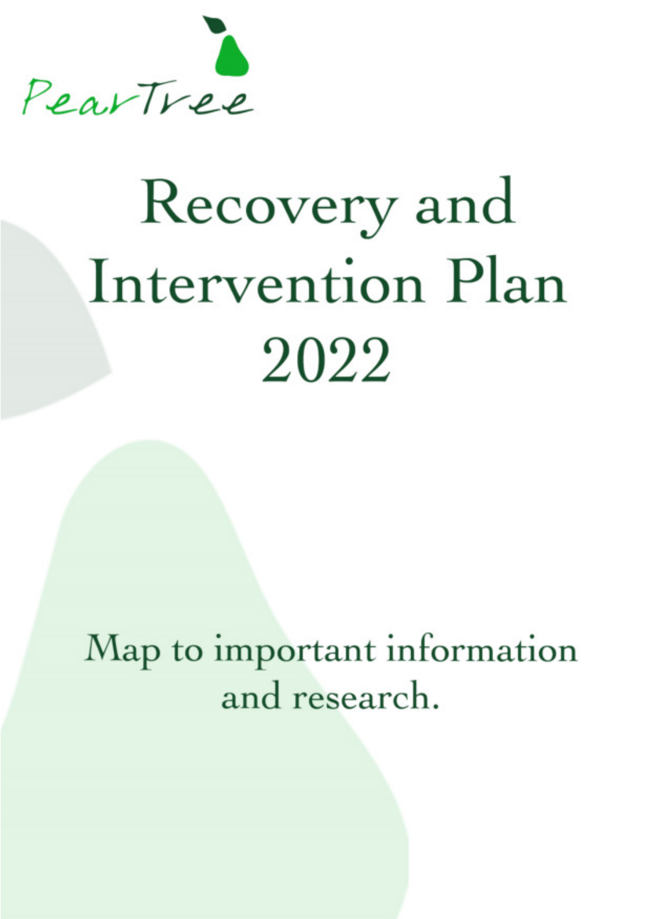PearTree

# Recovery and Intervention Plan 2022

Map to important information and research.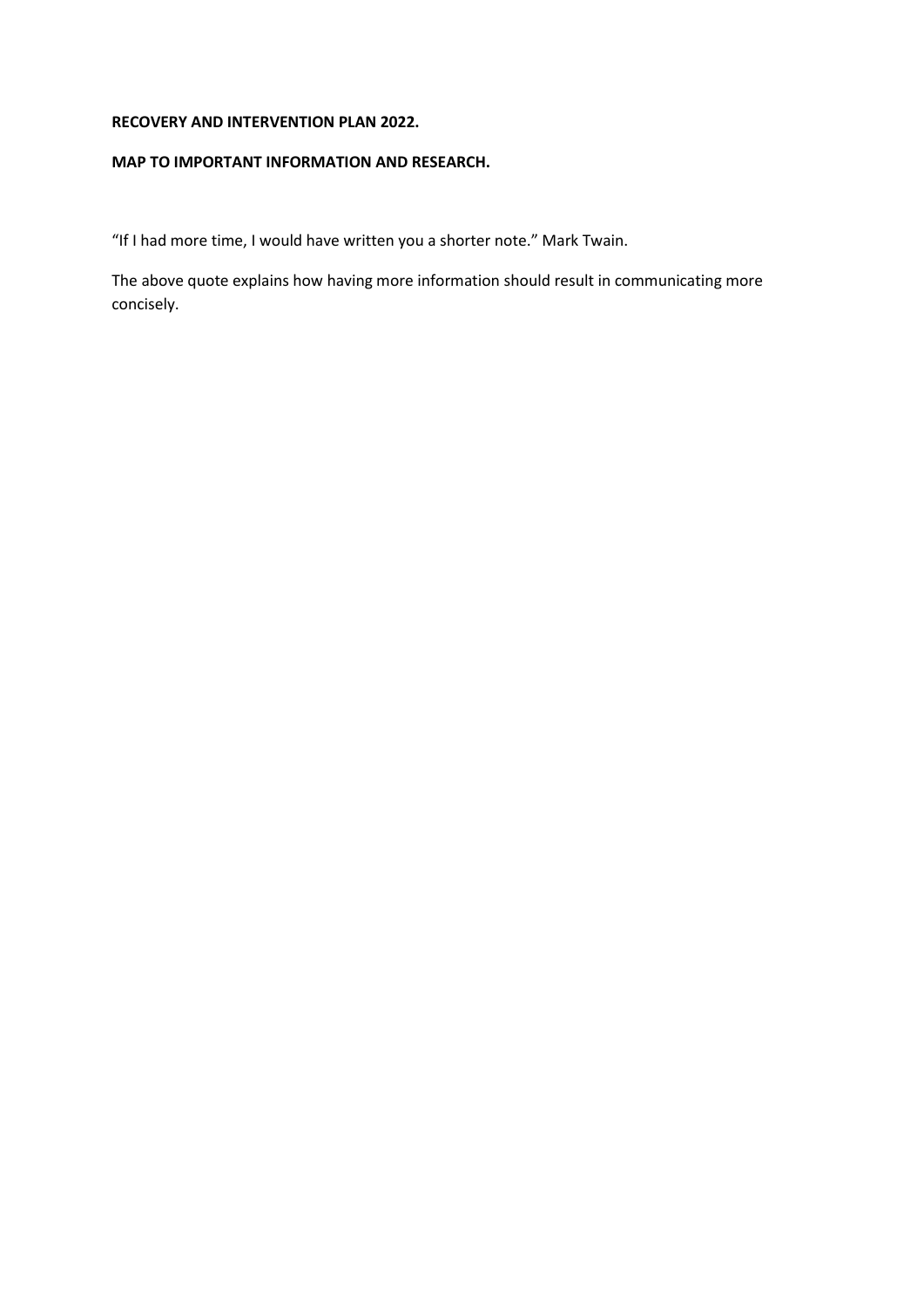**RECOVERY AND INTERVENTION PLAN 2022.**

**MAP TO IMPORTANT INFORMATION AND RESEARCH.**

“If I had more time, I would have written you a shorter note.” Mark Twain.

The above quote explains how having more information should result in communicating more concisely.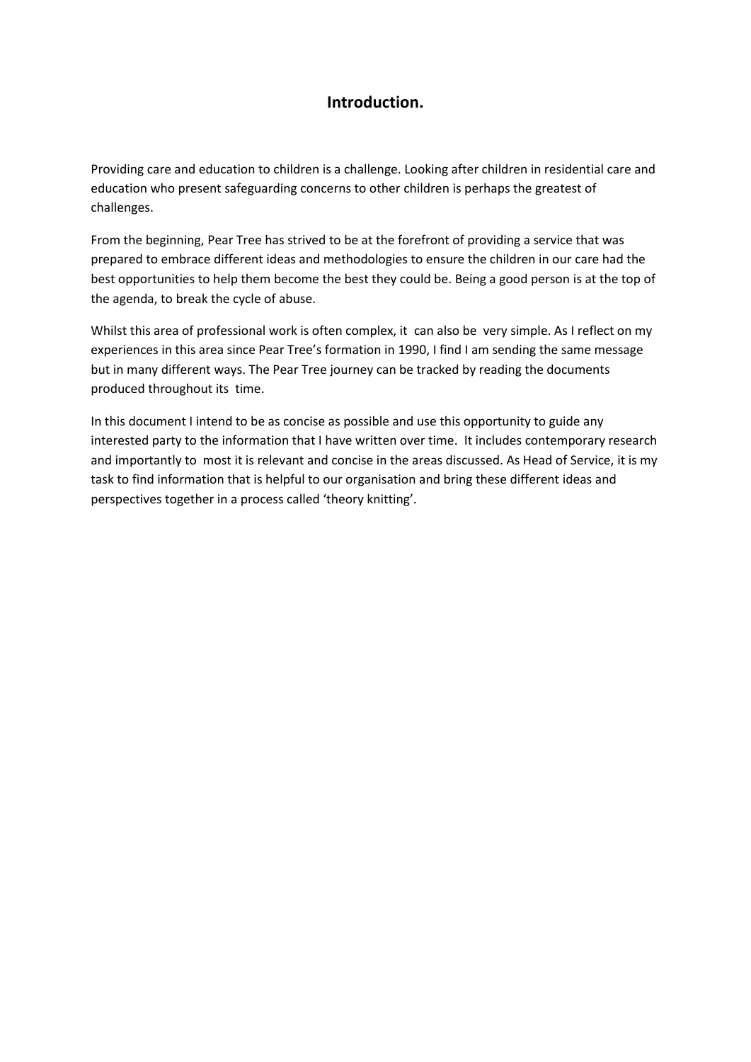# Introduction.

Providing care and education to children is a challenge. Looking after children in residential care and education who present safeguarding concerns to other children is perhaps the greatest of challenges.

From the beginning, Pear Tree has strived to be at the forefront of providing a service that was prepared to embrace different ideas and methodologies to ensure the children in our care had the best opportunities to help them become the best they could be. Being a good person is at the top of the agenda, to break the cycle of abuse.

Whilst this area of professional work is often complex, it can also be very simple. As I reflect on my experiences in this area since Pear Tree's formation in 1990, I find I am sending the same message but in many different ways. The Pear Tree journey can be tracked by reading the documents produced throughout its time.

In this document I intend to be as concise as possible and use this opportunity to guide any interested party to the information that I have written over time. It includes contemporary research and importantly to most it is relevant and concise in the areas discussed. As Head of Service, it is my task to find information that is helpful to our organisation and bring these different ideas and perspectives together in a process called 'theory knitting'.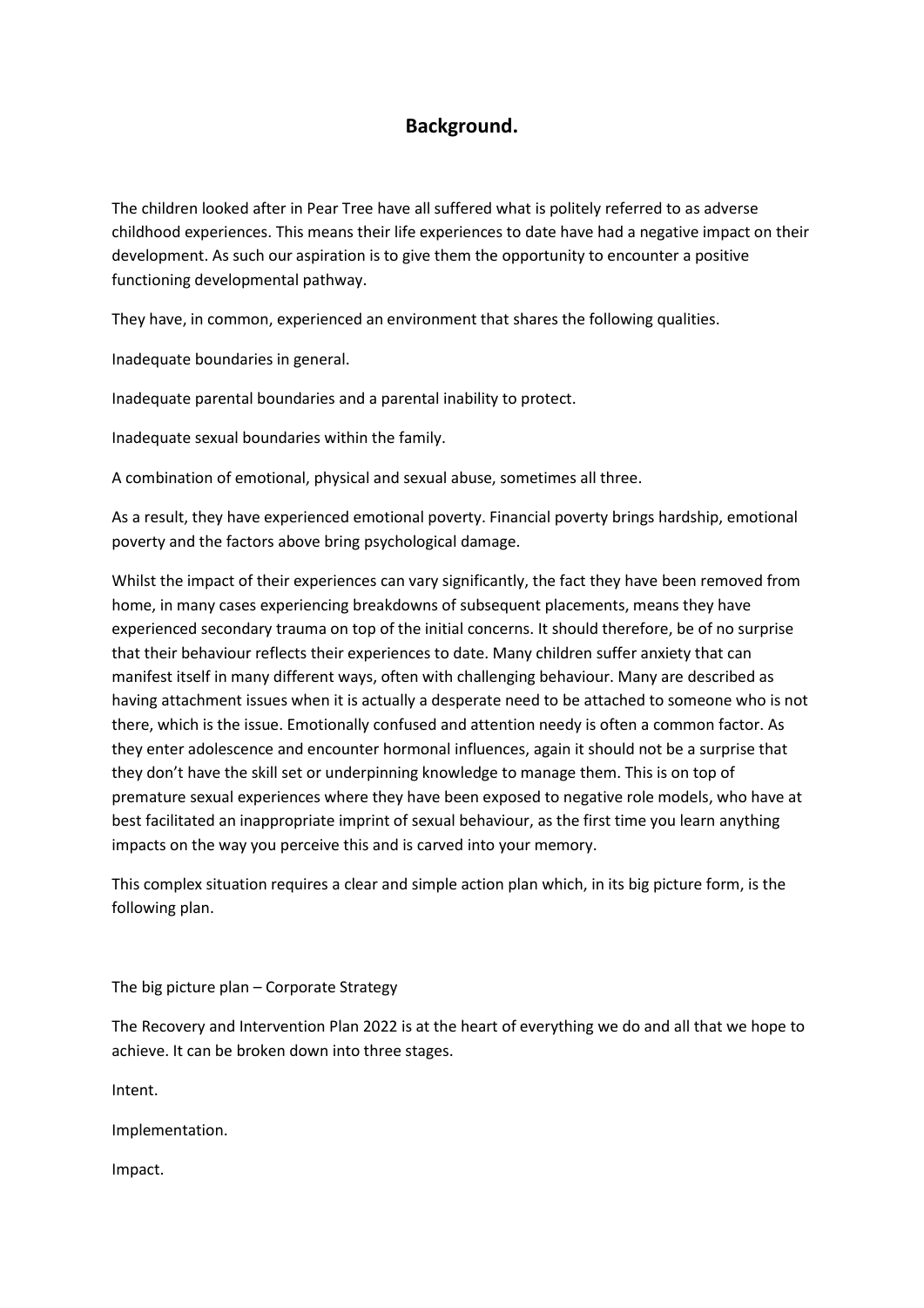## Background.

The children looked after in Pear Tree have all suffered what is politely referred to as adverse childhood experiences. This means their life experiences to date have had a negative impact on their development. As such our aspiration is to give them the opportunity to encounter a positive functioning developmental pathway.

They have, in common, experienced an environment that shares the following qualities.

Inadequate boundaries in general.

Inadequate parental boundaries and a parental inability to protect.

Inadequate sexual boundaries within the family.

A combination of emotional, physical and sexual abuse, sometimes all three.

As a result, they have experienced emotional poverty. Financial poverty brings hardship, emotional poverty and the factors above bring psychological damage.

Whilst the impact of their experiences can vary significantly, the fact they have been removed from home, in many cases experiencing breakdowns of subsequent placements, means they have experienced secondary trauma on top of the initial concerns. It should therefore, be of no surprise that their behaviour reflects their experiences to date. Many children suffer anxiety that can manifest itself in many different ways, often with challenging behaviour. Many are described as having attachment issues when it is actually a desperate need to be attached to someone who is not there, which is the issue. Emotionally confused and attention needy is often a common factor. As they enter adolescence and encounter hormonal influences, again it should not be a surprise that they don't have the skill set or underpinning knowledge to manage them. This is on top of premature sexual experiences where they have been exposed to negative role models, who have at best facilitated an inappropriate imprint of sexual behaviour, as the first time you learn anything impacts on the way you perceive this and is carved into your memory.

This complex situation requires a clear and simple action plan which, in its big picture form, is the following plan.

The big picture plan – Corporate Strategy

The Recovery and Intervention Plan 2022 is at the heart of everything we do and all that we hope to achieve. It can be broken down into three stages.

Intent.

Implementation.

Impact.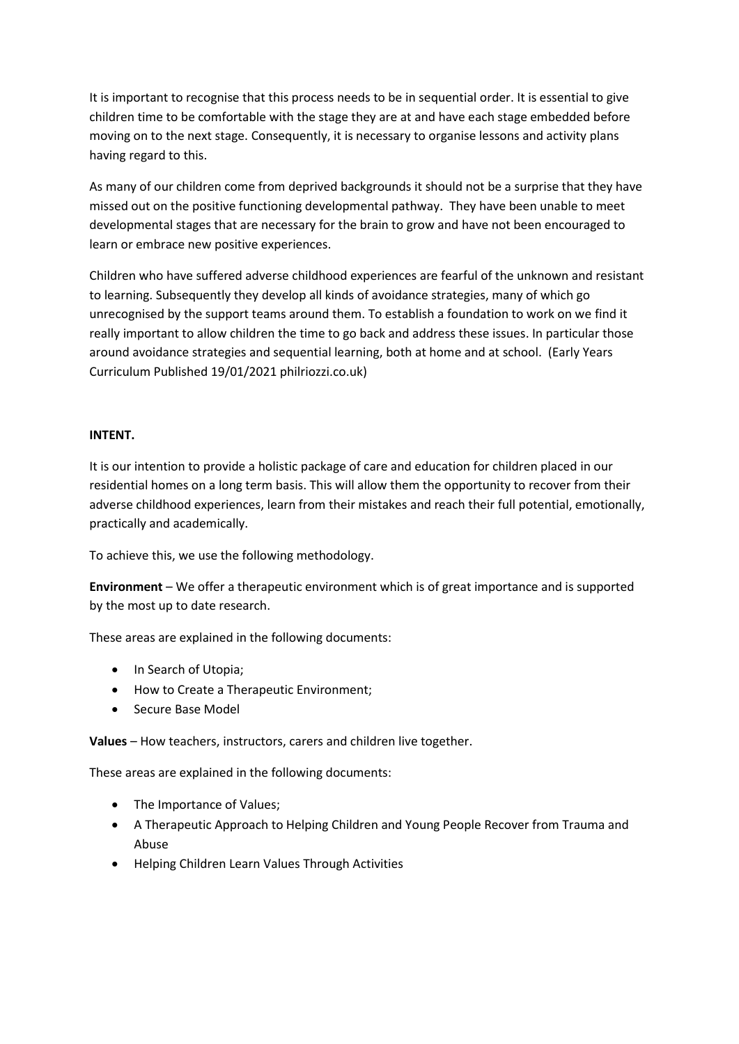It is important to recognise that this process needs to be in sequential order. It is essential to give children time to be comfortable with the stage they are at and have each stage embedded before moving on to the next stage. Consequently, it is necessary to organise lessons and activity plans having regard to this.

As many of our children come from deprived backgrounds it should not be a surprise that they have missed out on the positive functioning developmental pathway. They have been unable to meet developmental stages that are necessary for the brain to grow and have not been encouraged to learn or embrace new positive experiences.

Children who have suffered adverse childhood experiences are fearful of the unknown and resistant to learning. Subsequently they develop all kinds of avoidance strategies, many of which go unrecognised by the support teams around them. To establish a foundation to work on we find it really important to allow children the time to go back and address these issues. In particular those around avoidance strategies and sequential learning, both at home and at school. (Early Years Curriculum Published 19/01/2021 philriozzi.co.uk)

**INTENT.**

It is our intention to provide a holistic package of care and education for children placed in our residential homes on a long term basis. This will allow them the opportunity to recover from their adverse childhood experiences, learn from their mistakes and reach their full potential, emotionally, practically and academically.

To achieve this, we use the following methodology.

**Environment** – We offer a therapeutic environment which is of great importance and is supported by the most up to date research.

These areas are explained in the following documents:

- In Search of Utopia;
- How to Create a Therapeutic Environment;
- Secure Base Model

**Values** – How teachers, instructors, carers and children live together.

These areas are explained in the following documents:

- The Importance of Values;
- A Therapeutic Approach to Helping Children and Young People Recover from Trauma and Abuse
- Helping Children Learn Values Through Activities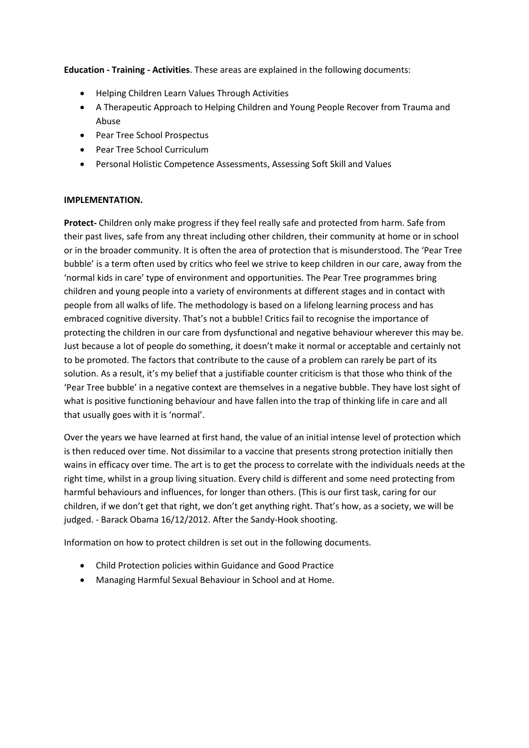**Education - Training - Activities**. These areas are explained in the following documents:

- Helping Children Learn Values Through Activities
- A Therapeutic Approach to Helping Children and Young People Recover from Trauma and Abuse
- Pear Tree School Prospectus
- Pear Tree School Curriculum
- Personal Holistic Competence Assessments, Assessing Soft Skill and Values

**IMPLEMENTATION.**

**Protect-** Children only make progress if they feel really safe and protected from harm. Safe from their past lives, safe from any threat including other children, their community at home or in school or in the broader community. It is often the area of protection that is misunderstood. The 'Pear Tree bubble' is a term often used by critics who feel we strive to keep children in our care, away from the 'normal kids in care' type of environment and opportunities. The Pear Tree programmes bring children and young people into a variety of environments at different stages and in contact with people from all walks of life. The methodology is based on a lifelong learning process and has embraced cognitive diversity. That's not a bubble! Critics fail to recognise the importance of protecting the children in our care from dysfunctional and negative behaviour wherever this may be. Just because a lot of people do something, it doesn't make it normal or acceptable and certainly not to be promoted. The factors that contribute to the cause of a problem can rarely be part of its solution. As a result, it's my belief that a justifiable counter criticism is that those who think of the 'Pear Tree bubble' in a negative context are themselves in a negative bubble. They have lost sight of what is positive functioning behaviour and have fallen into the trap of thinking life in care and all that usually goes with it is 'normal'.

Over the years we have learned at first hand, the value of an initial intense level of protection which is then reduced over time. Not dissimilar to a vaccine that presents strong protection initially then wains in efficacy over time. The art is to get the process to correlate with the individuals needs at the right time, whilst in a group living situation. Every child is different and some need protecting from harmful behaviours and influences, for longer than others. (This is our first task, caring for our children, if we don't get that right, we don't get anything right. That's how, as a society, we will be judged. - Barack Obama 16/12/2012. After the Sandy-Hook shooting.

Information on how to protect children is set out in the following documents.

- Child Protection policies within Guidance and Good Practice
- Managing Harmful Sexual Behaviour in School and at Home.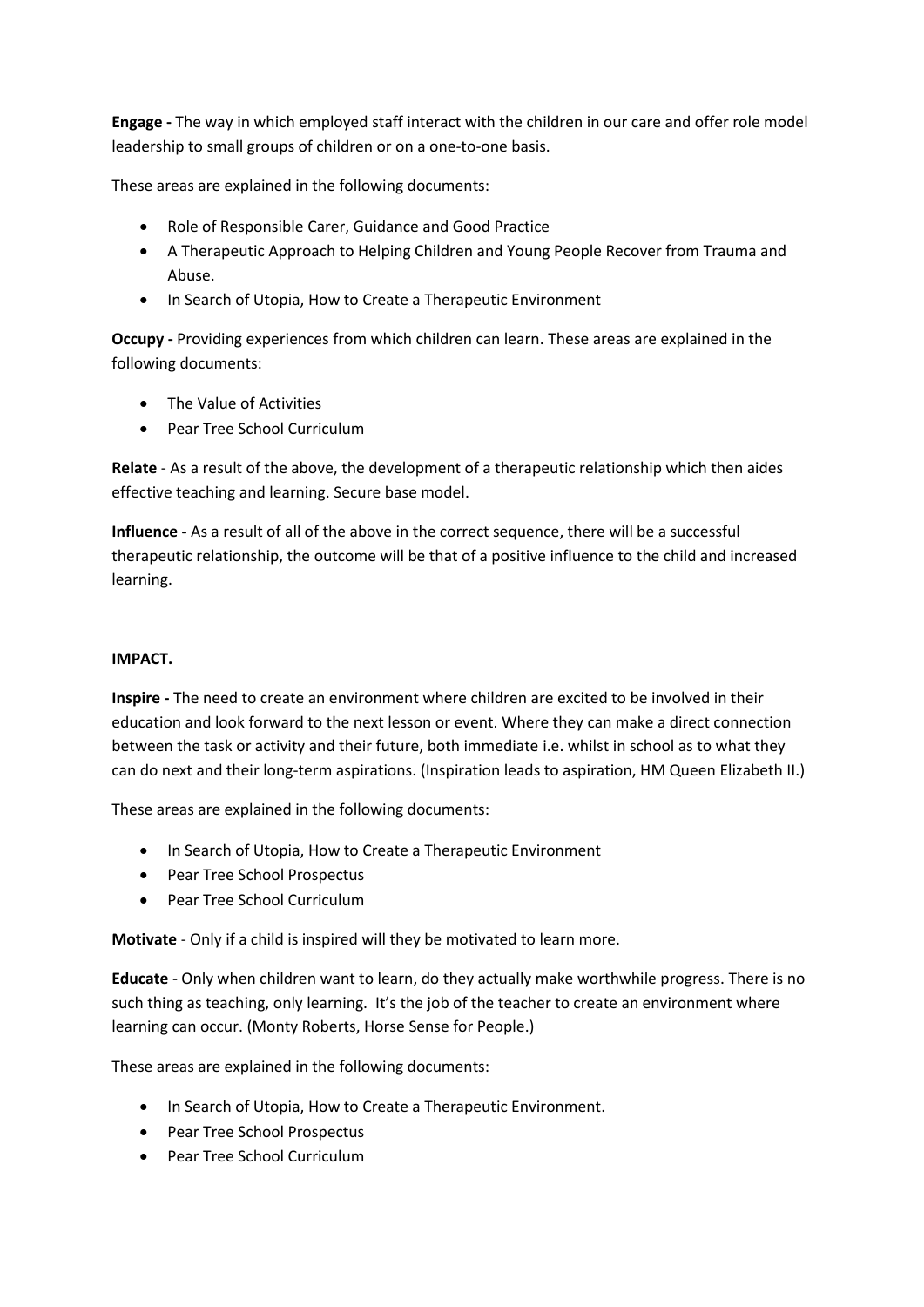**Engage -** The way in which employed staff interact with the children in our care and offer role model leadership to small groups of children or on a one-to-one basis.

These areas are explained in the following documents:

- Role of Responsible Carer, Guidance and Good Practice
- A Therapeutic Approach to Helping Children and Young People Recover from Trauma and Abuse.
- In Search of Utopia, How to Create a Therapeutic Environment

**Occupy -** Providing experiences from which children can learn. These areas are explained in the following documents:

- The Value of Activities
- Pear Tree School Curriculum

**Relate** - As a result of the above, the development of a therapeutic relationship which then aides effective teaching and learning. Secure base model.

**Influence -** As a result of all of the above in the correct sequence, there will be a successful therapeutic relationship, the outcome will be that of a positive influence to the child and increased learning.

**IMPACT.**

**Inspire -** The need to create an environment where children are excited to be involved in their education and look forward to the next lesson or event. Where they can make a direct connection between the task or activity and their future, both immediate i.e. whilst in school as to what they can do next and their long-term aspirations. (Inspiration leads to aspiration, HM Queen Elizabeth II.)

These areas are explained in the following documents:

- In Search of Utopia, How to Create a Therapeutic Environment
- Pear Tree School Prospectus
- Pear Tree School Curriculum

**Motivate** - Only if a child is inspired will they be motivated to learn more.

**Educate** - Only when children want to learn, do they actually make worthwhile progress. There is no such thing as teaching, only learning. It's the job of the teacher to create an environment where learning can occur. (Monty Roberts, Horse Sense for People.)

These areas are explained in the following documents:

- In Search of Utopia, How to Create a Therapeutic Environment.
- Pear Tree School Prospectus
- Pear Tree School Curriculum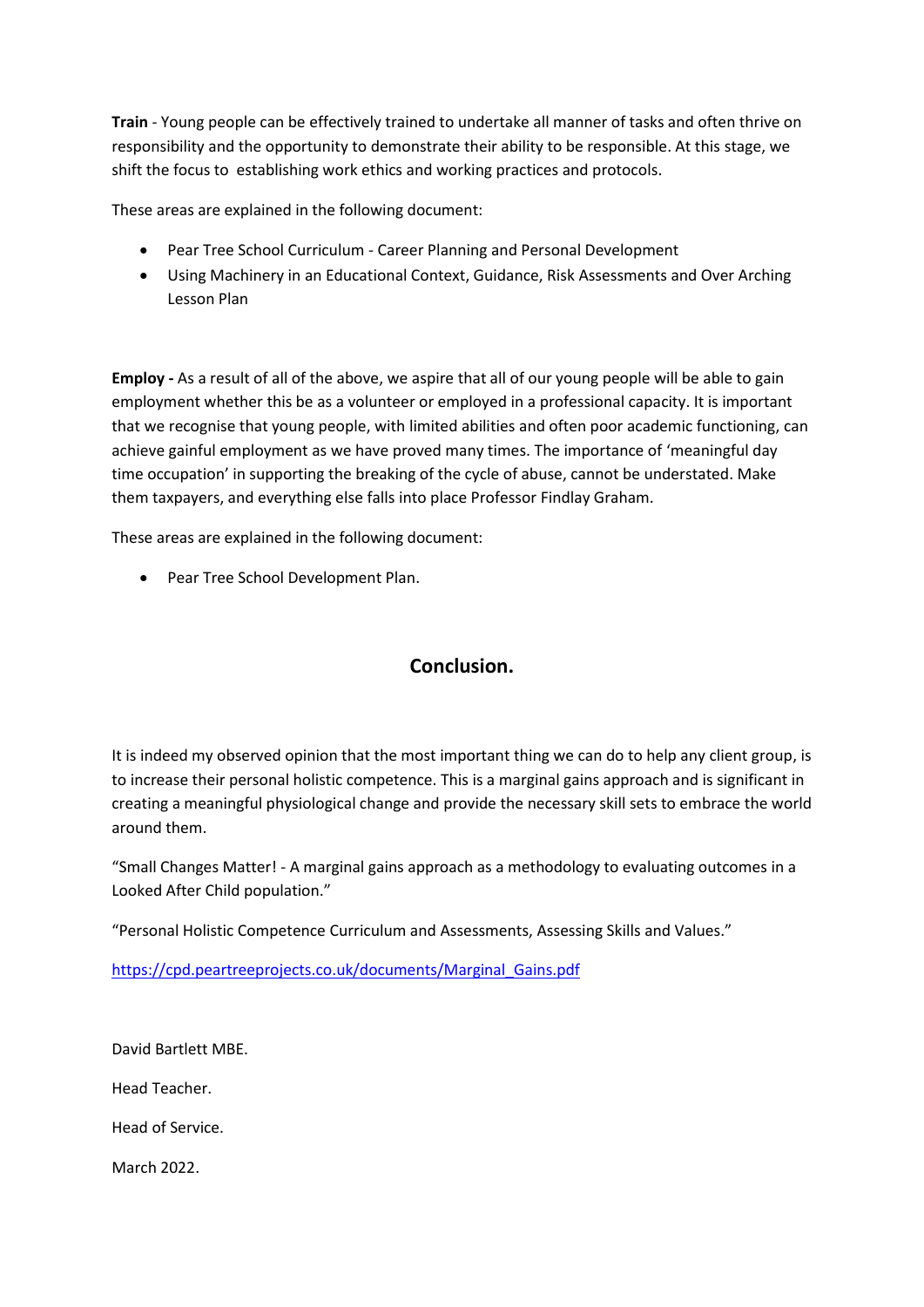**Train** - Young people can be effectively trained to undertake all manner of tasks and often thrive on responsibility and the opportunity to demonstrate their ability to be responsible. At this stage, we shift the focus to establishing work ethics and working practices and protocols.

These areas are explained in the following document:

- Pear Tree School Curriculum - Career Planning and Personal Development
- Using Machinery in an Educational Context, Guidance, Risk Assessments and Over Arching Lesson Plan

**Employ -** As a result of all of the above, we aspire that all of our young people will be able to gain employment whether this be as a volunteer or employed in a professional capacity. It is important that we recognise that young people, with limited abilities and often poor academic functioning, can achieve gainful employment as we have proved many times. The importance of 'meaningful day time occupation' in supporting the breaking of the cycle of abuse, cannot be understated. Make them taxpayers, and everything else falls into place Professor Findlay Graham.

These areas are explained in the following document:

- Pear Tree School Development Plan.

## Conclusion.

It is indeed my observed opinion that the most important thing we can do to help any client group, is to increase their personal holistic competence. This is a marginal gains approach and is significant in creating a meaningful physiological change and provide the necessary skill sets to embrace the world around them.

"Small Changes Matter! - A marginal gains approach as a methodology to evaluating outcomes in a Looked After Child population."

"Personal Holistic Competence Curriculum and Assessments, Assessing Skills and Values."

https://cpd.peartreeprojects.co.uk/documents/Marginal_Gains.pdf

David Bartlett MBE.

Head Teacher.

Head of Service.

March 2022.